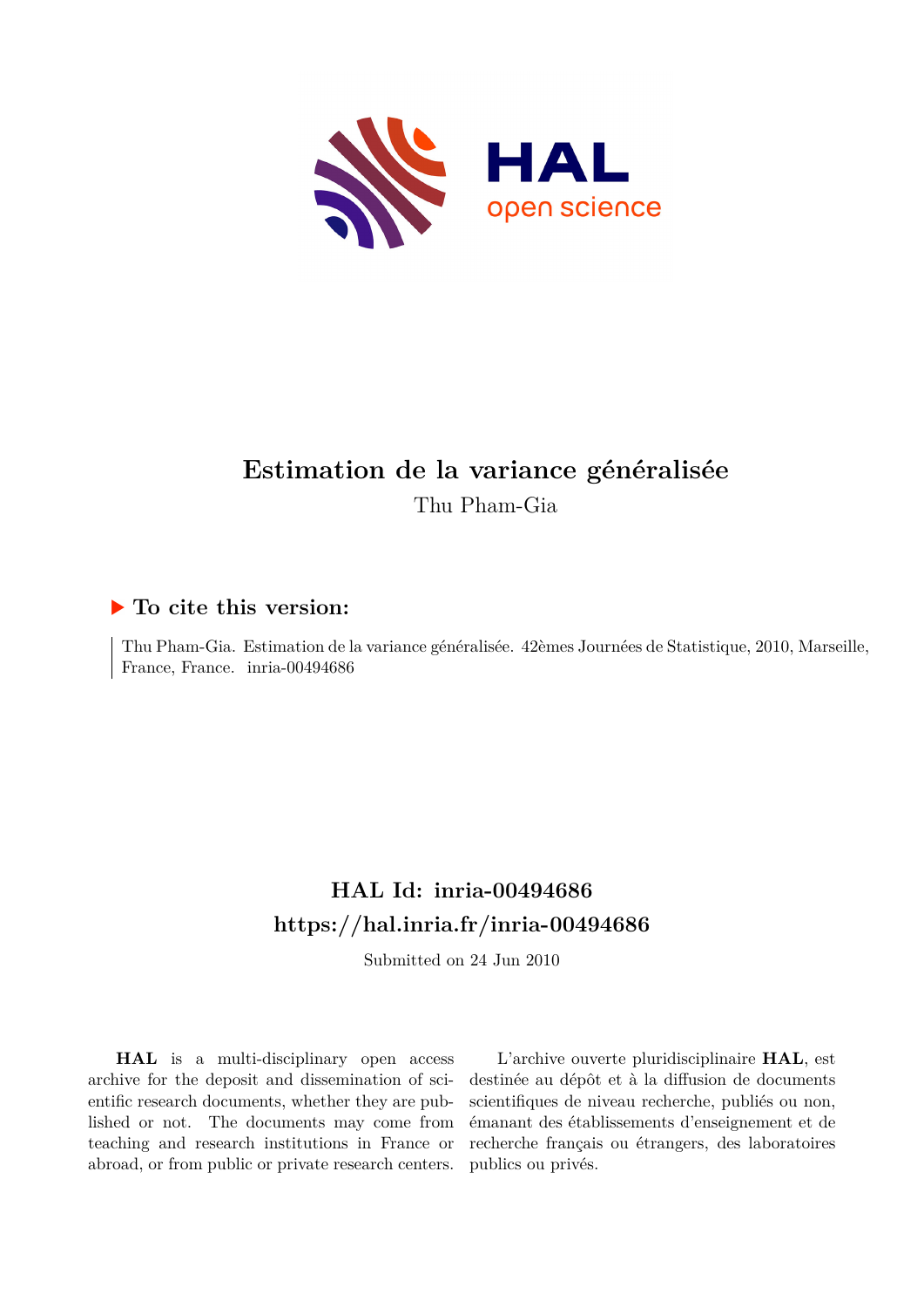# Estimation de la variance généralisée

Thu Pham-Gia

## ▶ To cite this version:

Thu Pham-Gia. Estimation de la variance généralisée. 42èmes Journées de Statistique, 2010, Marseille, France, France. inria-00494686

## HAL Id: inria-00494686

## https://hal.inria.fr/inria-00494686

Submitted on 24 Jun 2010

**HAL** is a multi-disciplinary open access archive for the deposit and dissemination of scientific research documents, whether they are published or not. The documents may come from teaching and research institutions in France or abroad, or from public or private research centers.

L'archive ouverte pluridisciplinaire **HAL**, est destinée au dépôt et à la diffusion de documents scientifiques de niveau recherche, publiés ou non, émanant des établissements d'enseignement et de recherche français ou étrangers, des laboratoires publics ou privés.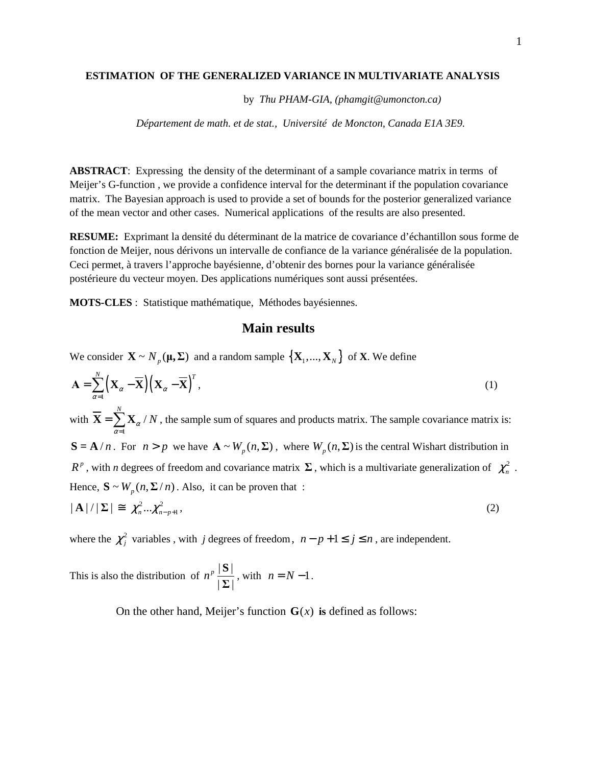**ESTIMATION OF THE GENERALIZED VARIANCE IN MULTIVARIATE ANALYSIS**

by *Thu PHAM-GIA, (phamgit@umoncton.ca)*

*Département de math. et de stat., Université de Moncton, Canada E1A 3E9.*

**ABSTRACT**: Expressing the density of the determinant of a sample covariance matrix in terms of Meijer's G-function , we provide a confidence interval for the determinant if the population covariance matrix. The Bayesian approach is used to provide a set of bounds for the posterior generalized variance of the mean vector and other cases. Numerical applications of the results are also presented.

**RESUME:** Exprimant la densité du déterminant de la matrice de covariance d'échantillon sous forme de fonction de Meijer, nous dérivons un intervalle de confiance de la variance généralisée de la population. Ceci permet, à travers l'approche bayésienne, d'obtenir des bornes pour la variance généralisée postérieure du vecteur moyen. Des applications numériques sont aussi présentées.

**MOTS-CLES** : Statistique mathématique, Méthodes bayésiennes.

## Main results

We consider $\mathbf{X} \sim N_p(\boldsymbol{\mu}, \boldsymbol{\Sigma})$ and a random sample $\{\mathbf{X}_1, ..., \mathbf{X}_N\}$ of **X**. We define

$$\mathbf{A} = \sum_{\alpha=1}^{N} \left(\mathbf{X}_\alpha - \overline{\mathbf{X}}\right)\left(\mathbf{X}_\alpha - \overline{\mathbf{X}}\right)^T, \tag{1}$$

with $\overline{\mathbf{X}} = \sum_{\alpha=1}^{N} \mathbf{X}_\alpha / N$, the sample sum of squares and products matrix. The sample covariance matrix is: $\mathbf{S} = \mathbf{A}/n$. For $n > p$ we have $\mathbf{A} \sim W_p(n, \boldsymbol{\Sigma})$, where $W_p(n, \boldsymbol{\Sigma})$ is the central Wishart distribution in $R^p$, with *n* degrees of freedom and covariance matrix $\boldsymbol{\Sigma}$, which is a multivariate generalization of $\chi_n^2$. Hence, $\mathbf{S} \sim W_p(n, \boldsymbol{\Sigma}/n)$. Also, it can be proven that :

$$|\mathbf{A}|/|\boldsymbol{\Sigma}| \cong \chi_n^2 ... \chi_{n-p+1}^2, \tag{2}$$

where the $\chi_j^2$ variables , with *j* degrees of freedom, $n - p + 1 \leq j \leq n$, are independent.

This is also the distribution of $n^p \dfrac{|\mathbf{S}|}{|\boldsymbol{\Sigma}|}$, with $n = N - 1$.

On the other hand, Meijer's function $\mathbf{G}(x)$ **is** defined as follows: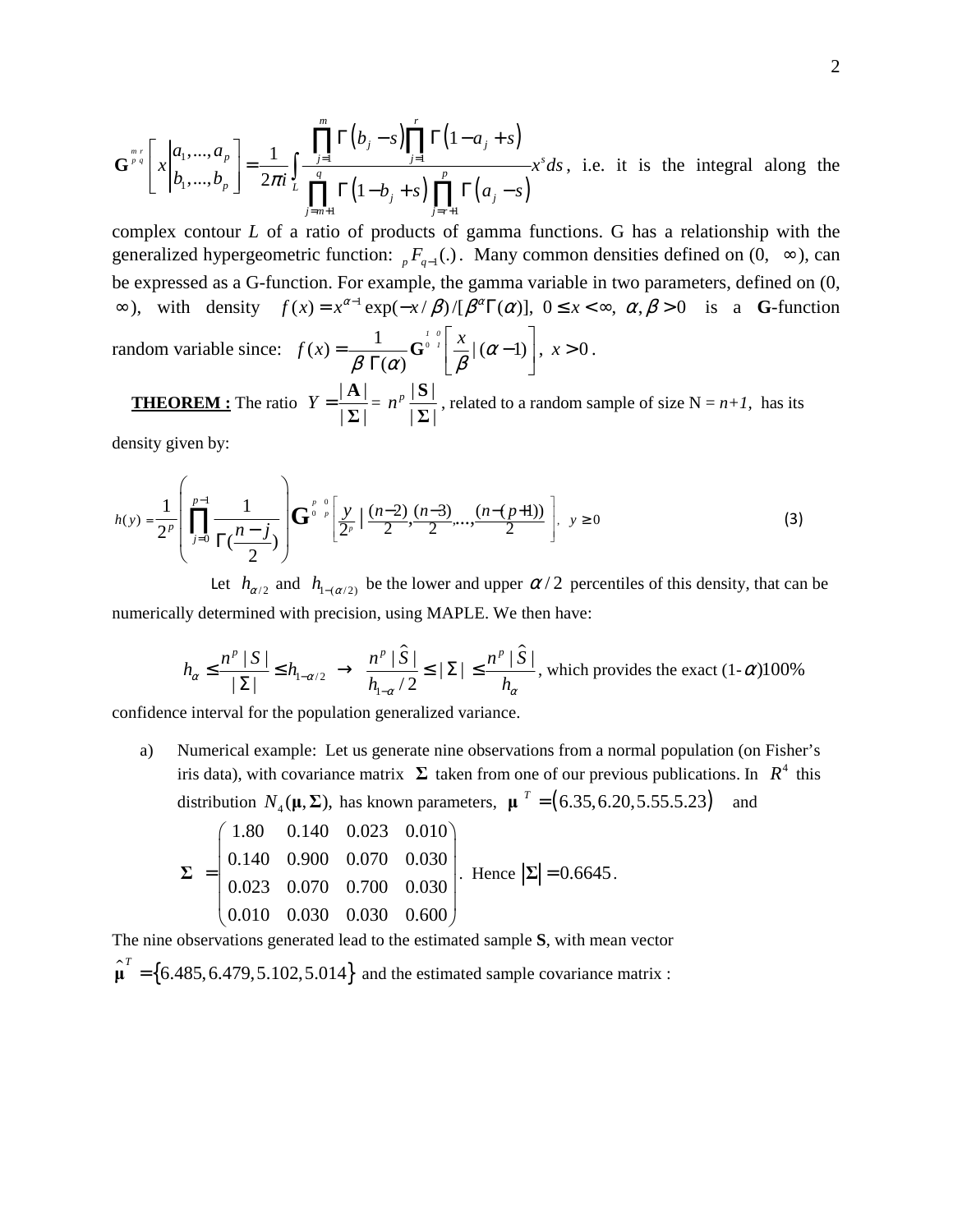$$\mathbf{G}^{m\,r}_{p\,q}\left[x\left|\begin{matrix}a_1,...,a_p\\ b_1,...,b_p\end{matrix}\right.\right]=\frac{1}{2\pi i}\int_L \frac{\prod_{j=1}^{m}\Gamma\left(b_j-s\right)\prod_{j=1}^{r}\Gamma\left(1-a_j+s\right)}{\prod_{j=m+1}^{q}\Gamma\left(1-b_j+s\right)\prod_{j=r+1}^{p}\Gamma\left(a_j-s\right)}x^s ds,$$

i.e. it is the integral along the complex contour $L$ of a ratio of products of gamma functions. G has a relationship with the generalized hypergeometric function: ${}_pF_{q-1}(.)$. Many common densities defined on (0, $\infty$), can be expressed as a G-function. For example, the gamma variable in two parameters, defined on (0, $\infty$), with density $f(x)=x^{\alpha-1}\exp(-x/\beta)/[\beta^{\alpha}\Gamma(\alpha)],\ 0\le x<\infty,\ \alpha,\beta>0$ is a **G**-function random variable since: $f(x)=\dfrac{1}{\beta\,\Gamma(\alpha)}\mathbf{G}^{1\,0}_{0\,1}\left[\dfrac{x}{\beta}\,|\,(\alpha-1)\right],\ x>0$.

**<u>THEOREM :</u>** The ratio $Y=\dfrac{|\mathbf{A}|}{|\mathbf{\Sigma}|}=n^p\dfrac{|\mathbf{S}|}{|\mathbf{\Sigma}|}$, related to a random sample of size N = $n+1$, has its density given by:

$$h(y)=\frac{1}{2^p}\left(\prod_{j=0}^{p-1}\frac{1}{\Gamma(\frac{n-j}{2})}\right)\mathbf{G}^{p\,0}_{0\,p}\left[\frac{y}{2^p}\,|\,\frac{(n-2)}{2},\frac{(n-3)}{2},...,\frac{(n-(p+1))}{2}\right],\ \ y\ge 0 \tag{3}$$

Let $h_{\alpha/2}$ and $h_{1-(\alpha/2)}$ be the lower and upper $\alpha/2$ percentiles of this density, that can be numerically determined with precision, using MAPLE. We then have:

$$h_{\alpha}\le\frac{n^p\,|S|}{|\Sigma|}\le h_{1-\alpha/2}\ \rightarrow\ \frac{n^p\,|\hat{S}|}{h_{1-\alpha}/2}\le|\Sigma|\le\frac{n^p\,|\hat{S}|}{h_{\alpha}},$$

which provides the exact (1-$\alpha$)100% confidence interval for the population generalized variance.

a) Numerical example: Let us generate nine observations from a normal population (on Fisher's iris data), with covariance matrix $\mathbf{\Sigma}$ taken from one of our previous publications. In $R^4$ this distribution $N_4(\boldsymbol{\mu},\mathbf{\Sigma})$, has known parameters, $\boldsymbol{\mu}^T=\left(6.35, 6.20, 5.55.5.23\right)$ and

$$\mathbf{\Sigma}=\begin{pmatrix}1.80 & 0.140 & 0.023 & 0.010\\ 0.140 & 0.900 & 0.070 & 0.030\\ 0.023 & 0.070 & 0.700 & 0.030\\ 0.010 & 0.030 & 0.030 & 0.600\end{pmatrix}.$$ Hence $|\mathbf{\Sigma}|=0.6645$.

The nine observations generated lead to the estimated sample **S**, with mean vector $\hat{\boldsymbol{\mu}}^T=\left\{6.485, 6.479, 5.102, 5.014\right\}$ and the estimated sample covariance matrix :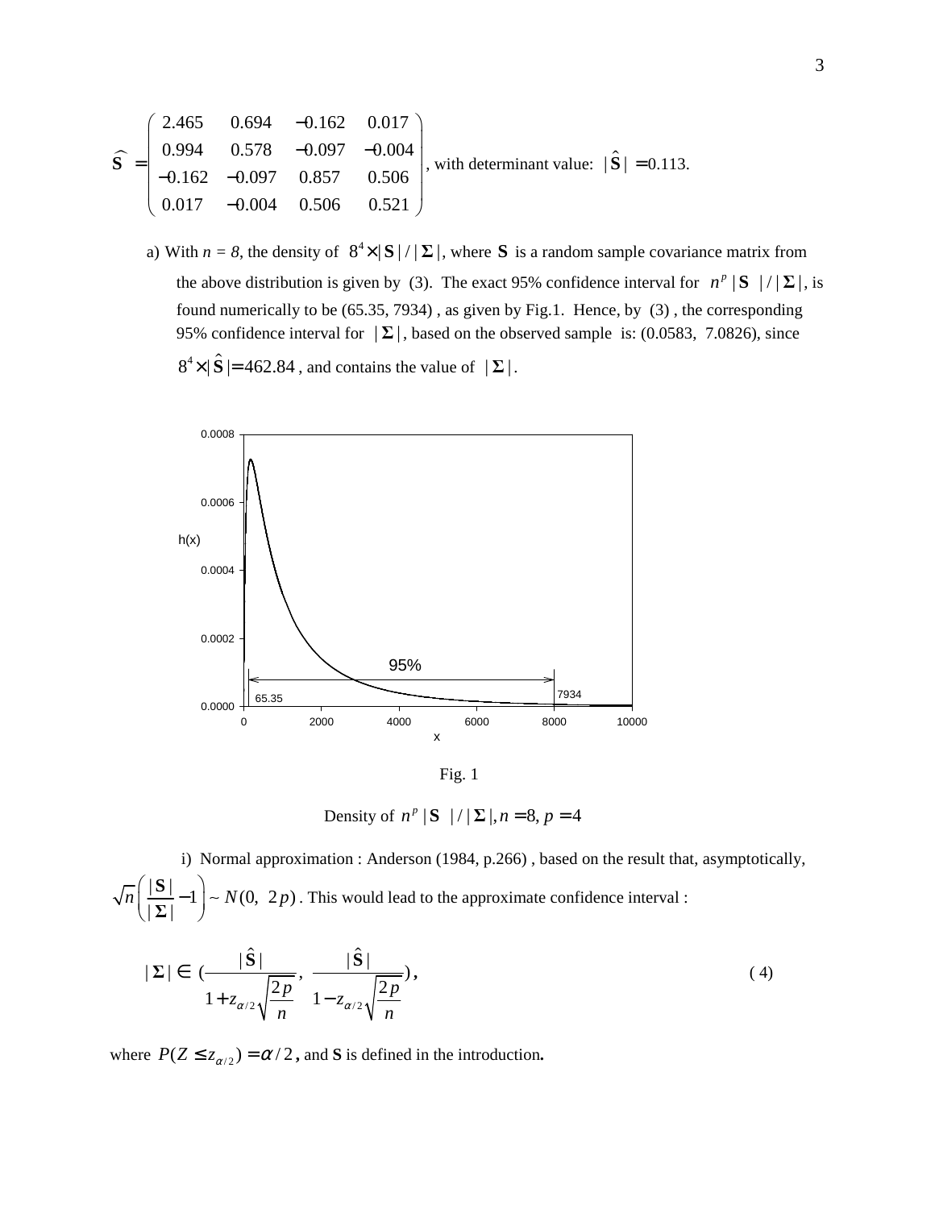$$
\widehat{\mathbf{S}} = \begin{pmatrix} 2.465 & 0.694 & -0.162 & 0.017 \\ 0.994 & 0.578 & -0.097 & -0.004 \\ -0.162 & -0.097 & 0.857 & 0.506 \\ 0.017 & -0.004 & 0.506 & 0.521 \end{pmatrix}
$$
, with determinant value: $|\hat{\mathbf{S}}| = 0.113$.

a) With $n = 8$, the density of $8^4 \times |\mathbf{S}| / |\mathbf{\Sigma}|$, where $\mathbf{S}$ is a random sample covariance matrix from the above distribution is given by (3). The exact 95% confidence interval for $n^p |\mathbf{S}| / |\mathbf{\Sigma}|$, is found numerically to be (65.35, 7934) , as given by Fig.1. Hence, by (3) , the corresponding 95% confidence interval for $|\mathbf{\Sigma}|$, based on the observed sample is: (0.0583, 7.0826), since $8^4 \times |\hat{\mathbf{S}}| = 462.84$ , and contains the value of $|\mathbf{\Sigma}|$.

Fig. 1

Density of $n^p |\mathbf{S}| / |\mathbf{\Sigma}|, n = 8, p = 4$

i) Normal approximation : Anderson (1984, p.266) , based on the result that, asymptotically, $\sqrt{n}\left(\frac{|\mathbf{S}|}{|\mathbf{\Sigma}|} - 1\right) \sim N(0,\ 2p)$ . This would lead to the approximate confidence interval :

$$
|\mathbf{\Sigma}| \in \left(\frac{|\hat{\mathbf{S}}|}{1 + z_{\alpha/2}\sqrt{\frac{2p}{n}}},\ \frac{|\hat{\mathbf{S}}|}{1 - z_{\alpha/2}\sqrt{\frac{2p}{n}}}\right), \tag{4}
$$

where $P(Z \le z_{\alpha/2}) = \alpha/2$ , and **S** is defined in the introduction**.**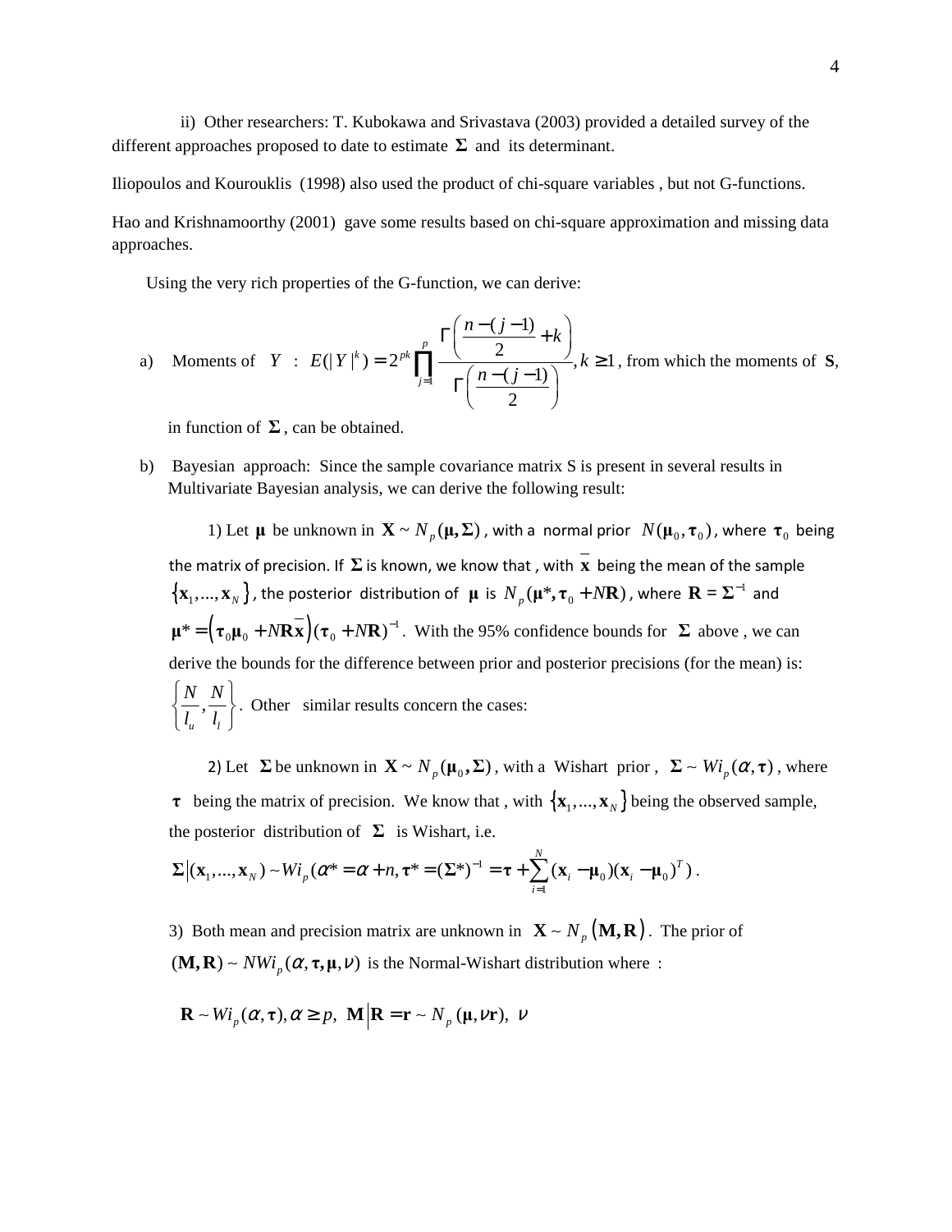ii) Other researchers: T. Kubokawa and Srivastava (2003) provided a detailed survey of the different approaches proposed to date to estimate $\mathbf{\Sigma}$ and its determinant.

Iliopoulos and Kourouklis (1998) also used the product of chi-square variables , but not G-functions.

Hao and Krishnamoorthy (2001) gave some results based on chi-square approximation and missing data approaches.

Using the very rich properties of the G-function, we can derive:

a) Moments of $Y$ : $E(|Y|^k) = 2^{pk} \prod_{j=1}^{p} \frac{\Gamma\left(\frac{n-(j-1)}{2}+k\right)}{\Gamma\left(\frac{n-(j-1)}{2}\right)}, k \geq 1$, from which the moments of **S**, in function of $\mathbf{\Sigma}$, can be obtained.

b) Bayesian approach: Since the sample covariance matrix S is present in several results in Multivariate Bayesian analysis, we can derive the following result:

1) Let $\boldsymbol{\mu}$ be unknown in $\mathbf{X} \sim N_p(\boldsymbol{\mu}, \mathbf{\Sigma})$, with a normal prior $N(\boldsymbol{\mu}_0, \boldsymbol{\tau}_0)$, where $\boldsymbol{\tau}_0$ being the matrix of precision. If $\mathbf{\Sigma}$ is known, we know that , with $\bar{\mathbf{x}}$ being the mean of the sample $\{\mathbf{x}_1, ..., \mathbf{x}_N\}$, the posterior distribution of $\boldsymbol{\mu}$ is $N_p(\boldsymbol{\mu}^*, \boldsymbol{\tau}_0 + N\mathbf{R})$, where $\mathbf{R} = \mathbf{\Sigma}^{-1}$ and $\boldsymbol{\mu}^* = \left(\boldsymbol{\tau}_0\boldsymbol{\mu}_0 + N\mathbf{R}\bar{\mathbf{x}}\right)(\boldsymbol{\tau}_0 + N\mathbf{R})^{-1}$. With the 95% confidence bounds for $\mathbf{\Sigma}$ above , we can derive the bounds for the difference between prior and posterior precisions (for the mean) is: $\left\{\frac{N}{l_u}, \frac{N}{l_l}\right\}$. Other similar results concern the cases:

2) Let $\mathbf{\Sigma}$ be unknown in $\mathbf{X} \sim N_p(\boldsymbol{\mu}_0, \mathbf{\Sigma})$, with a Wishart prior , $\mathbf{\Sigma} \sim Wi_p(\alpha, \boldsymbol{\tau})$, where $\boldsymbol{\tau}$ being the matrix of precision. We know that , with $\{\mathbf{x}_1, ..., \mathbf{x}_N\}$ being the observed sample, the posterior distribution of $\mathbf{\Sigma}$ is Wishart, i.e.

$$\mathbf{\Sigma}\left|(\mathbf{x}_1, ..., \mathbf{x}_N) \sim Wi_p(\alpha^* = \alpha + n, \boldsymbol{\tau}^* = (\mathbf{\Sigma}^*)^{-1} = \boldsymbol{\tau} + \sum_{i=1}^{N}(\mathbf{x}_i - \boldsymbol{\mu}_0)(\mathbf{x}_i - \boldsymbol{\mu}_0)^T\right).$$

3) Both mean and precision matrix are unknown in $\mathbf{X} \sim N_p(\mathbf{M}, \mathbf{R})$. The prior of $(\mathbf{M}, \mathbf{R}) \sim NWi_p(\alpha, \boldsymbol{\tau}, \boldsymbol{\mu}, \nu)$ is the Normal-Wishart distribution where :

$$\mathbf{R} \sim Wi_p(\alpha, \boldsymbol{\tau}), \alpha \geq p, \ \mathbf{M}\left|\mathbf{R} = \mathbf{r} \sim N_p(\boldsymbol{\mu}, \nu\mathbf{r}), \ \nu\right.$$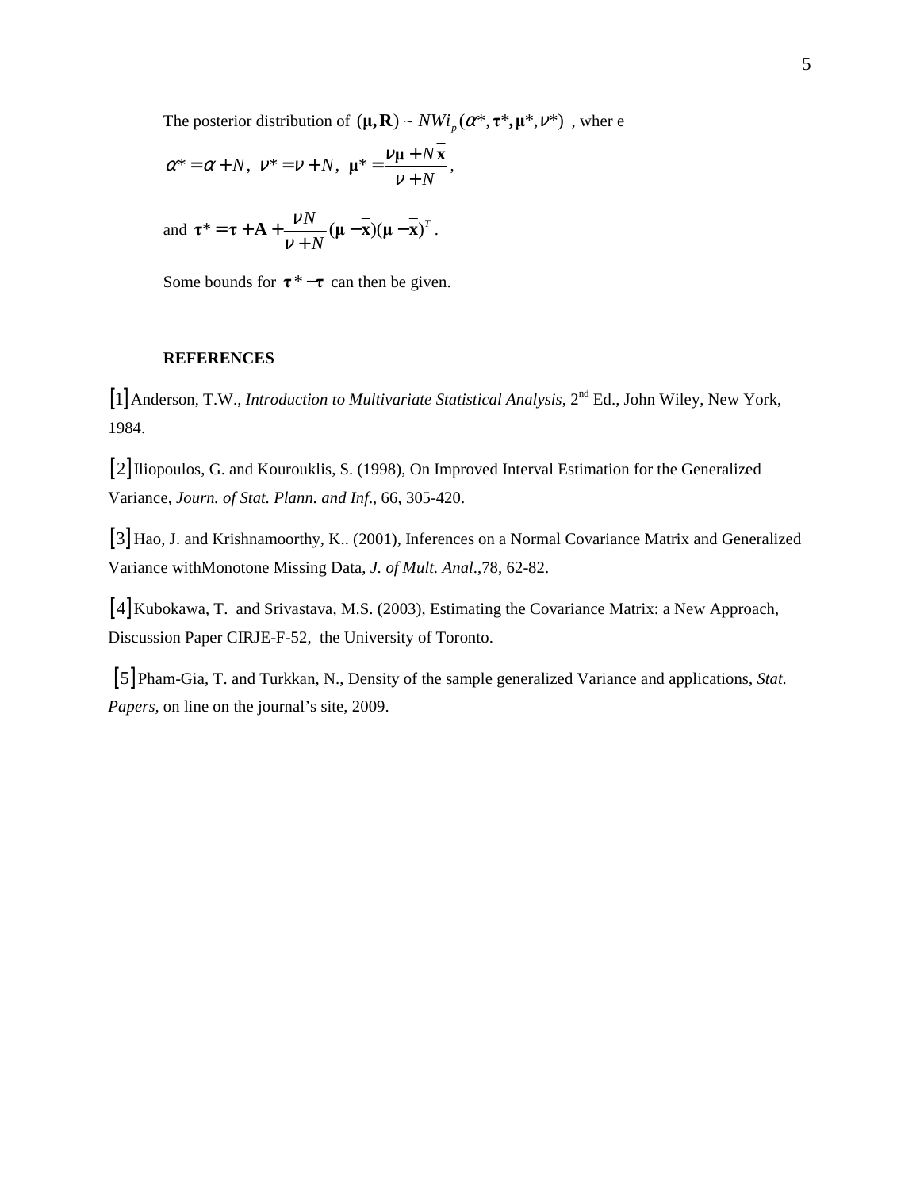The posterior distribution of $(\boldsymbol{\mu}, \mathbf{R}) \sim NWi_p(\alpha^*, \boldsymbol{\tau}^*, \boldsymbol{\mu}^*, \nu^*)$ , wher e

$$\alpha^* = \alpha + N,\ \ \nu^* = \nu + N,\ \ \boldsymbol{\mu}^* = \frac{\nu\boldsymbol{\mu} + N\overline{\mathbf{x}}}{\nu + N},$$

and $\boldsymbol{\tau}^* = \boldsymbol{\tau} + \mathbf{A} + \dfrac{\nu N}{\nu + N}(\boldsymbol{\mu} - \overline{\mathbf{x}})(\boldsymbol{\mu} - \overline{\mathbf{x}})^T$ .

Some bounds for $\boldsymbol{\tau}^* - \boldsymbol{\tau}$ can then be given.

**REFERENCES**

[1] Anderson, T.W., *Introduction to Multivariate Statistical Analysis*, 2nd Ed., John Wiley, New York, 1984.

[2] Iliopoulos, G. and Kourouklis, S. (1998), On Improved Interval Estimation for the Generalized Variance, *Journ. of Stat. Plann. and Inf.*, 66, 305-420.

[3] Hao, J. and Krishnamoorthy, K.. (2001), Inferences on a Normal Covariance Matrix and Generalized Variance withMonotone Missing Data, *J. of Mult. Anal*.,78, 62-82.

[4] Kubokawa, T. and Srivastava, M.S. (2003), Estimating the Covariance Matrix: a New Approach, Discussion Paper CIRJE-F-52, the University of Toronto.

[5] Pham-Gia, T. and Turkkan, N., Density of the sample generalized Variance and applications, *Stat. Papers,* on line on the journal's site, 2009.